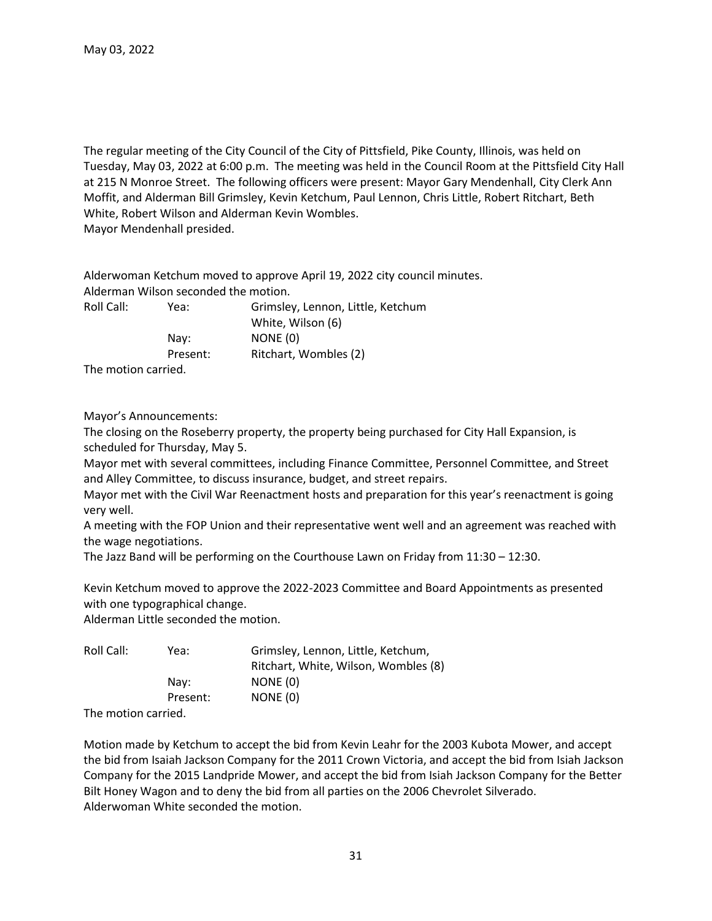May 03, 2022

The regular meeting of the City Council of the City of Pittsfield, Pike County, Illinois, was held on Tuesday, May 03, 2022 at 6:00 p.m. The meeting was held in the Council Room at the Pittsfield City Hall at 215 N Monroe Street. The following officers were present: Mayor Gary Mendenhall, City Clerk Ann Moffit, and Alderman Bill Grimsley, Kevin Ketchum, Paul Lennon, Chris Little, Robert Ritchart, Beth White, Robert Wilson and Alderman Kevin Wombles.
Mayor Mendenhall presided.

Alderwoman Ketchum moved to approve April 19, 2022 city council minutes.
Alderman Wilson seconded the motion.

| Roll Call: | Yea: | Grimsley, Lennon, Little, Ketchum White, Wilson (6) |
|---|---|---|
| | Nay: | NONE (0) |
| | Present: | Ritchart, Wombles (2) |

The motion carried.

Mayor's Announcements:
The closing on the Roseberry property, the property being purchased for City Hall Expansion, is scheduled for Thursday, May 5.
Mayor met with several committees, including Finance Committee, Personnel Committee, and Street and Alley Committee, to discuss insurance, budget, and street repairs.
Mayor met with the Civil War Reenactment hosts and preparation for this year's reenactment is going very well.
A meeting with the FOP Union and their representative went well and an agreement was reached with the wage negotiations.
The Jazz Band will be performing on the Courthouse Lawn on Friday from 11:30 – 12:30.

Kevin Ketchum moved to approve the 2022-2023 Committee and Board Appointments as presented with one typographical change.
Alderman Little seconded the motion.

| Roll Call: | Yea: | Grimsley, Lennon, Little, Ketchum, Ritchart, White, Wilson, Wombles (8) |
|---|---|---|
| | Nay: | NONE (0) |
| | Present: | NONE (0) |

The motion carried.

Motion made by Ketchum to accept the bid from Kevin Leahr for the 2003 Kubota Mower, and accept the bid from Isaiah Jackson Company for the 2011 Crown Victoria, and accept the bid from Isiah Jackson Company for the 2015 Landpride Mower, and accept the bid from Isiah Jackson Company for the Better Bilt Honey Wagon and to deny the bid from all parties on the 2006 Chevrolet Silverado.
Alderwoman White seconded the motion.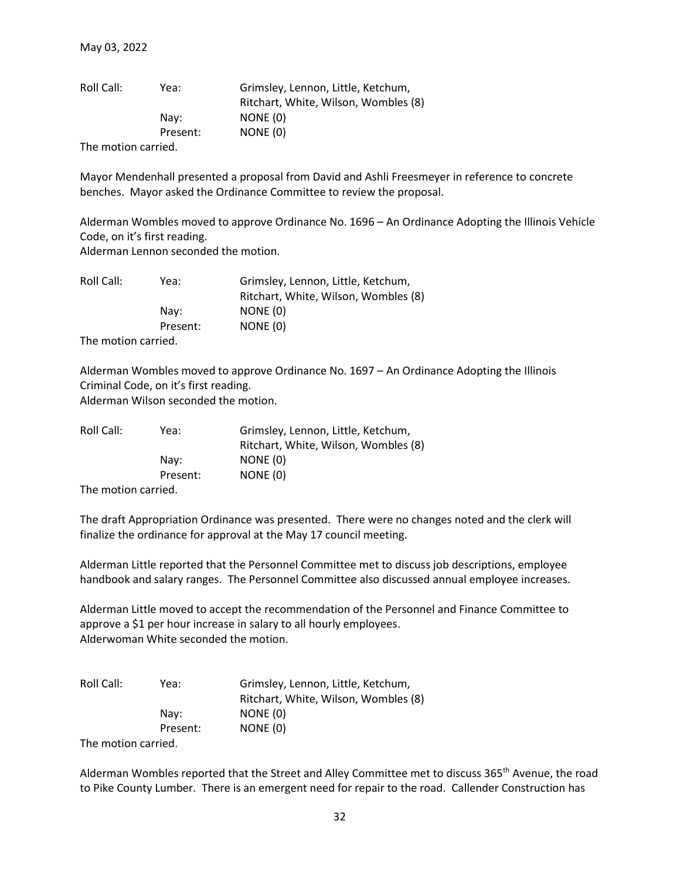May 03, 2022

| Roll Call: | Yea: | Grimsley, Lennon, Little, Ketchum, Ritchart, White, Wilson, Wombles (8) |
| --- | --- | --- |
| | Nay: | NONE (0) |
| | Present: | NONE (0) |

The motion carried.

Mayor Mendenhall presented a proposal from David and Ashli Freesmeyer in reference to concrete benches. Mayor asked the Ordinance Committee to review the proposal.

Alderman Wombles moved to approve Ordinance No. 1696 – An Ordinance Adopting the Illinois Vehicle Code, on it's first reading.
Alderman Lennon seconded the motion.

| Roll Call: | Yea: | Grimsley, Lennon, Little, Ketchum, Ritchart, White, Wilson, Wombles (8) |
| --- | --- | --- |
| | Nay: | NONE (0) |
| | Present: | NONE (0) |

The motion carried.

Alderman Wombles moved to approve Ordinance No. 1697 – An Ordinance Adopting the Illinois Criminal Code, on it's first reading.
Alderman Wilson seconded the motion.

| Roll Call: | Yea: | Grimsley, Lennon, Little, Ketchum, Ritchart, White, Wilson, Wombles (8) |
| --- | --- | --- |
| | Nay: | NONE (0) |
| | Present: | NONE (0) |

The motion carried.

The draft Appropriation Ordinance was presented. There were no changes noted and the clerk will finalize the ordinance for approval at the May 17 council meeting.

Alderman Little reported that the Personnel Committee met to discuss job descriptions, employee handbook and salary ranges. The Personnel Committee also discussed annual employee increases.

Alderman Little moved to accept the recommendation of the Personnel and Finance Committee to approve a $1 per hour increase in salary to all hourly employees.
Alderwoman White seconded the motion.

| Roll Call: | Yea: | Grimsley, Lennon, Little, Ketchum, Ritchart, White, Wilson, Wombles (8) |
| --- | --- | --- |
| | Nay: | NONE (0) |
| | Present: | NONE (0) |

The motion carried.

Alderman Wombles reported that the Street and Alley Committee met to discuss 365th Avenue, the road to Pike County Lumber. There is an emergent need for repair to the road. Callender Construction has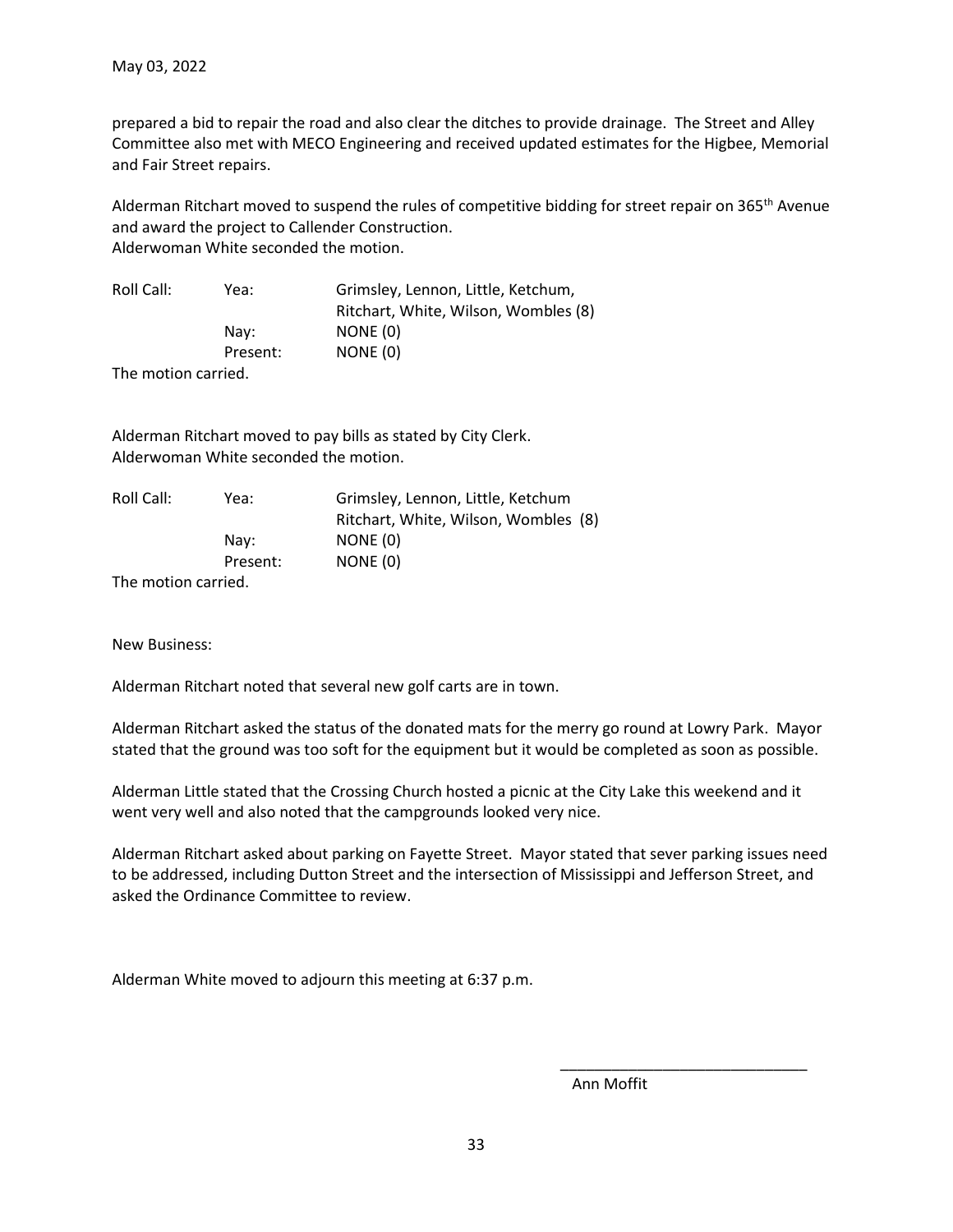prepared a bid to repair the road and also clear the ditches to provide drainage. The Street and Alley Committee also met with MECO Engineering and received updated estimates for the Higbee, Memorial and Fair Street repairs.

Alderman Ritchart moved to suspend the rules of competitive bidding for street repair on 365th Avenue and award the project to Callender Construction.
Alderwoman White seconded the motion.

| | | |
|---|---|---|
| Roll Call: | Yea: | Grimsley, Lennon, Little, Ketchum, Ritchart, White, Wilson, Wombles (8) |
| | Nay: | NONE (0) |
| | Present: | NONE (0) |

The motion carried.

Alderman Ritchart moved to pay bills as stated by City Clerk.
Alderwoman White seconded the motion.

| | | |
|---|---|---|
| Roll Call: | Yea: | Grimsley, Lennon, Little, Ketchum Ritchart, White, Wilson, Wombles (8) |
| | Nay: | NONE (0) |
| | Present: | NONE (0) |

The motion carried.

New Business:

Alderman Ritchart noted that several new golf carts are in town.

Alderman Ritchart asked the status of the donated mats for the merry go round at Lowry Park. Mayor stated that the ground was too soft for the equipment but it would be completed as soon as possible.

Alderman Little stated that the Crossing Church hosted a picnic at the City Lake this weekend and it went very well and also noted that the campgrounds looked very nice.

Alderman Ritchart asked about parking on Fayette Street. Mayor stated that sever parking issues need to be addressed, including Dutton Street and the intersection of Mississippi and Jefferson Street, and asked the Ordinance Committee to review.

Alderman White moved to adjourn this meeting at 6:37 p.m.

\_\_\_\_\_\_\_\_\_\_\_\_\_\_\_\_\_\_\_\_\_\_\_\_\_\_\_\_\_\_

Ann Moffit